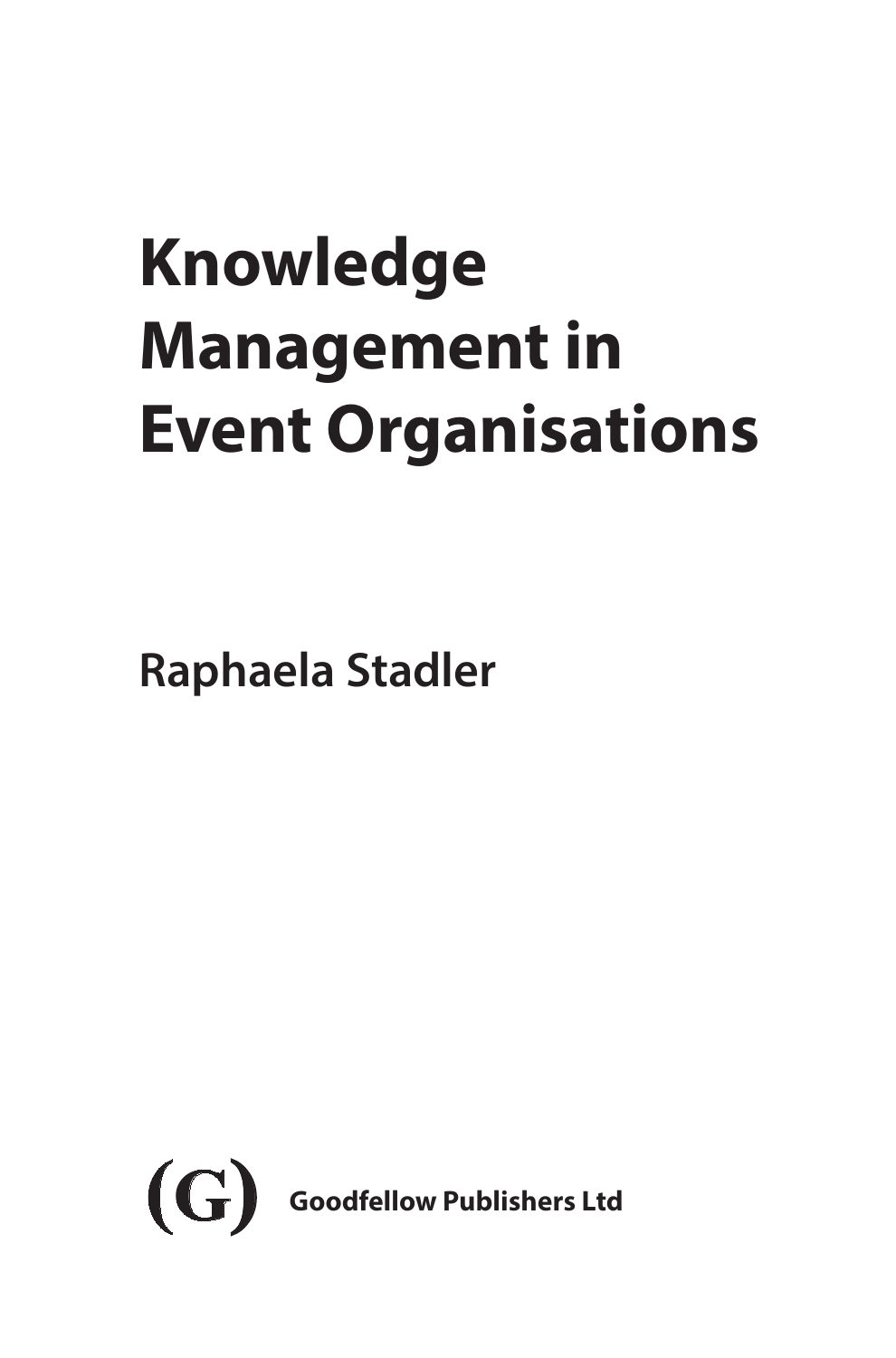# Knowledge Management in Event Organisations

Raphaela Stadler

(G) Goodfellow Publishers Ltd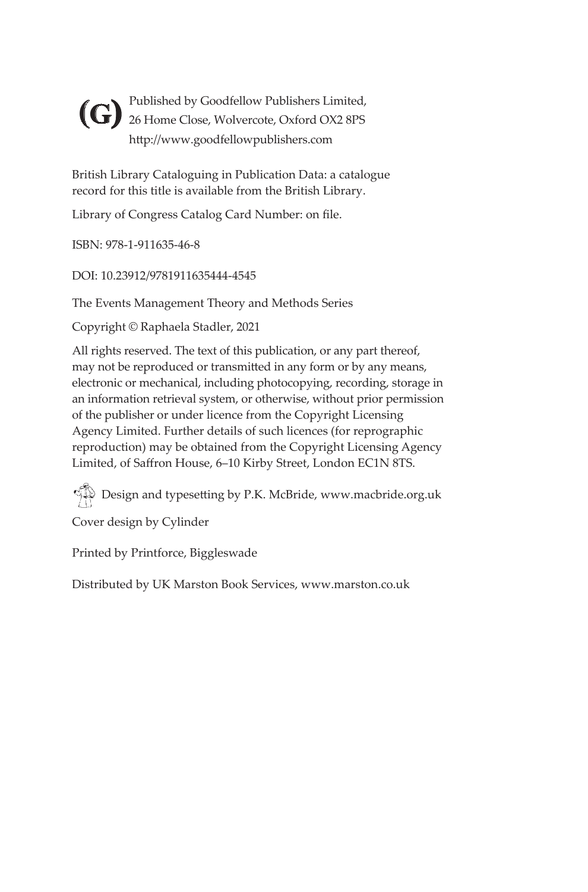Published by Goodfellow Publishers Limited,
26 Home Close, Wolvercote, Oxford OX2 8PS
http://www.goodfellowpublishers.com

British Library Cataloguing in Publication Data: a catalogue record for this title is available from the British Library.

Library of Congress Catalog Card Number: on file.

ISBN: 978-1-911635-46-8

DOI: 10.23912/9781911635444-4545

The Events Management Theory and Methods Series

Copyright © Raphaela Stadler, 2021

All rights reserved. The text of this publication, or any part thereof, may not be reproduced or transmitted in any form or by any means, electronic or mechanical, including photocopying, recording, storage in an information retrieval system, or otherwise, without prior permission of the publisher or under licence from the Copyright Licensing Agency Limited. Further details of such licences (for reprographic reproduction) may be obtained from the Copyright Licensing Agency Limited, of Saffron House, 6–10 Kirby Street, London EC1N 8TS.

Design and typesetting by P.K. McBride, www.macbride.org.uk

Cover design by Cylinder

Printed by Printforce, Biggleswade

Distributed by UK Marston Book Services, www.marston.co.uk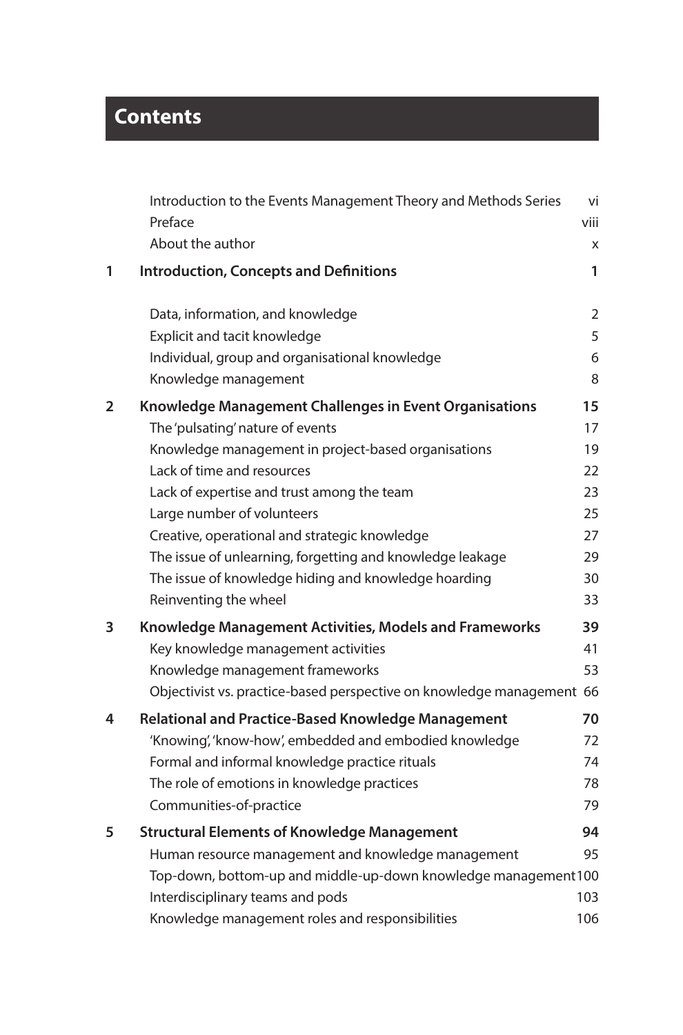# Contents

| | | |
|---|---|---|
| | Introduction to the Events Management Theory and Methods Series | vi |
| | Preface | viii |
| | About the author | x |
| **1** | **Introduction, Concepts and Definitions** | **1** |
| | Data, information, and knowledge | 2 |
| | Explicit and tacit knowledge | 5 |
| | Individual, group and organisational knowledge | 6 |
| | Knowledge management | 8 |
| **2** | **Knowledge Management Challenges in Event Organisations** | **15** |
| | The 'pulsating' nature of events | 17 |
| | Knowledge management in project-based organisations | 19 |
| | Lack of time and resources | 22 |
| | Lack of expertise and trust among the team | 23 |
| | Large number of volunteers | 25 |
| | Creative, operational and strategic knowledge | 27 |
| | The issue of unlearning, forgetting and knowledge leakage | 29 |
| | The issue of knowledge hiding and knowledge hoarding | 30 |
| | Reinventing the wheel | 33 |
| **3** | **Knowledge Management Activities, Models and Frameworks** | **39** |
| | Key knowledge management activities | 41 |
| | Knowledge management frameworks | 53 |
| | Objectivist vs. practice-based perspective on knowledge management | 66 |
| **4** | **Relational and Practice-Based Knowledge Management** | **70** |
| | 'Knowing', 'know-how', embedded and embodied knowledge | 72 |
| | Formal and informal knowledge practice rituals | 74 |
| | The role of emotions in knowledge practices | 78 |
| | Communities-of-practice | 79 |
| **5** | **Structural Elements of Knowledge Management** | **94** |
| | Human resource management and knowledge management | 95 |
| | Top-down, bottom-up and middle-up-down knowledge management | 100 |
| | Interdisciplinary teams and pods | 103 |
| | Knowledge management roles and responsibilities | 106 |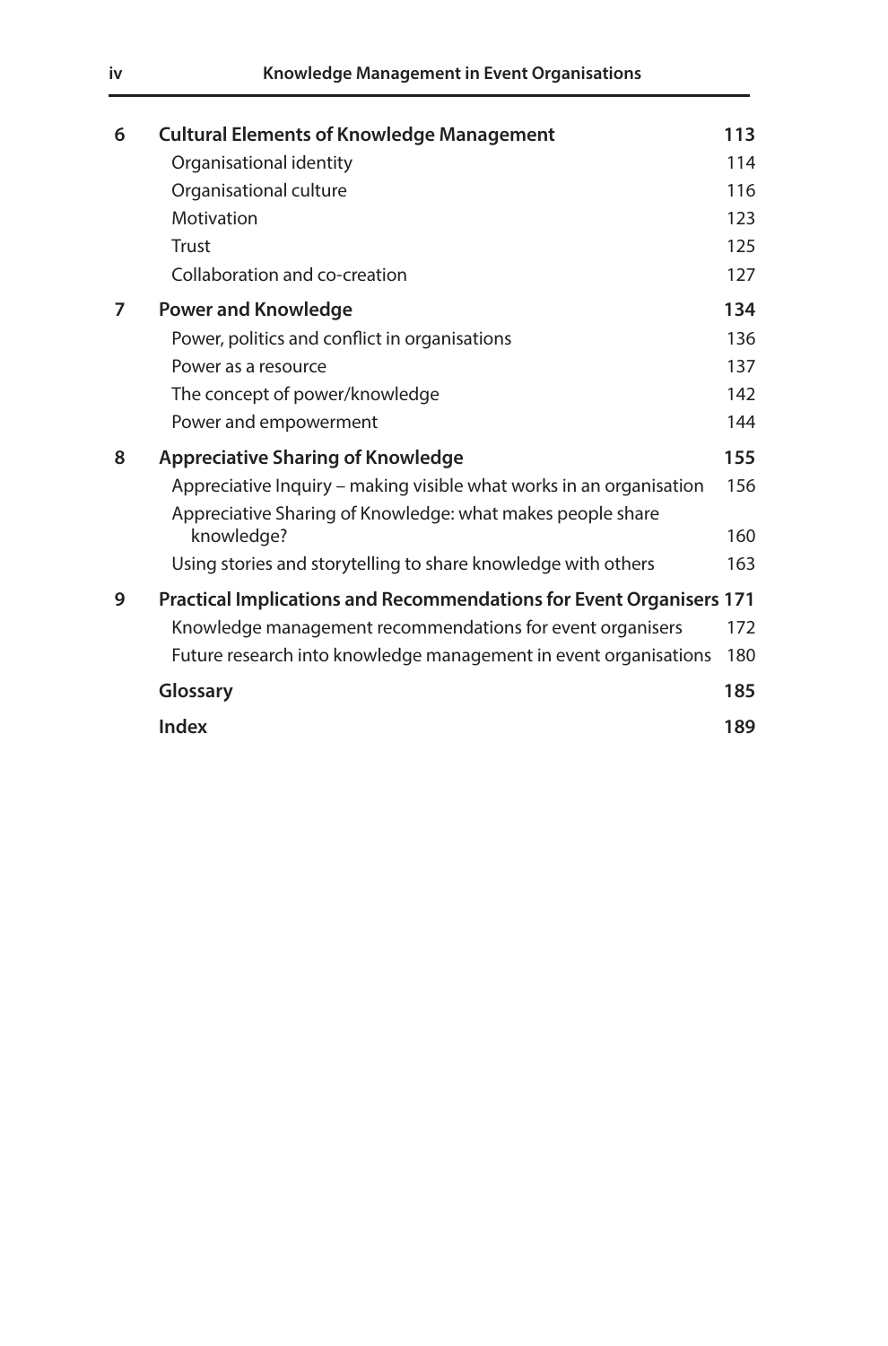| | | |
|---|---|---|
| **6** | **Cultural Elements of Knowledge Management** | **113** |
| | Organisational identity | 114 |
| | Organisational culture | 116 |
| | Motivation | 123 |
| | Trust | 125 |
| | Collaboration and co-creation | 127 |
| **7** | **Power and Knowledge** | **134** |
| | Power, politics and conflict in organisations | 136 |
| | Power as a resource | 137 |
| | The concept of power/knowledge | 142 |
| | Power and empowerment | 144 |
| **8** | **Appreciative Sharing of Knowledge** | **155** |
| | Appreciative Inquiry – making visible what works in an organisation | 156 |
| | Appreciative Sharing of Knowledge: what makes people share knowledge? | 160 |
| | Using stories and storytelling to share knowledge with others | 163 |
| **9** | **Practical Implications and Recommendations for Event Organisers** | **171** |
| | Knowledge management recommendations for event organisers | 172 |
| | Future research into knowledge management in event organisations | 180 |
| | **Glossary** | **185** |
| | **Index** | **189** |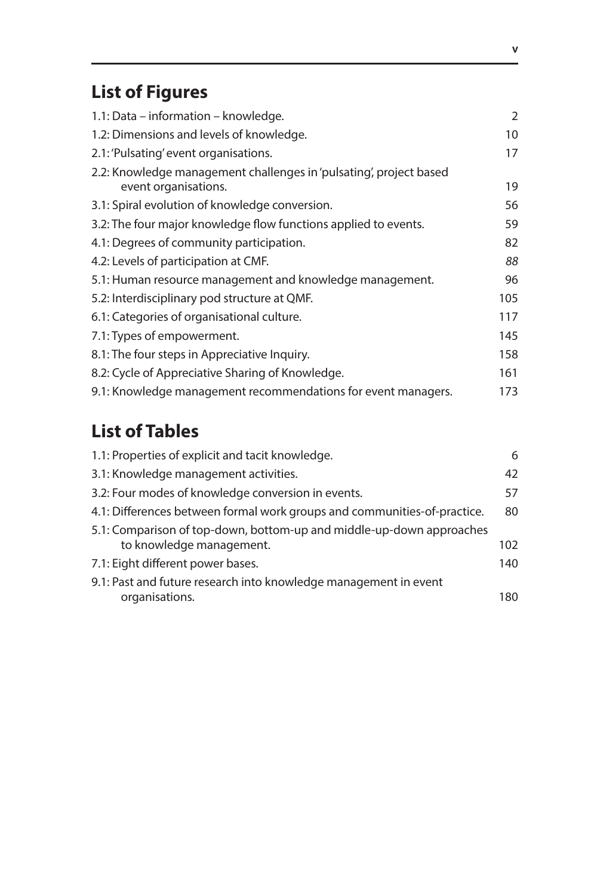## List of Figures

1.1: Data – information – knowledge. 2
1.2: Dimensions and levels of knowledge. 10
2.1: 'Pulsating' event organisations. 17
2.2: Knowledge management challenges in 'pulsating', project based event organisations. 19
3.1: Spiral evolution of knowledge conversion. 56
3.2: The four major knowledge flow functions applied to events. 59
4.1: Degrees of community participation. 82
4.2: Levels of participation at CMF. *88*
5.1: Human resource management and knowledge management. 96
5.2: Interdisciplinary pod structure at QMF. 105
6.1: Categories of organisational culture. 117
7.1: Types of empowerment. 145
8.1: The four steps in Appreciative Inquiry. 158
8.2: Cycle of Appreciative Sharing of Knowledge. 161
9.1: Knowledge management recommendations for event managers. 173

## List of Tables

1.1: Properties of explicit and tacit knowledge. 6
3.1: Knowledge management activities. 42
3.2: Four modes of knowledge conversion in events. 57
4.1: Differences between formal work groups and communities-of-practice. 80
5.1: Comparison of top-down, bottom-up and middle-up-down approaches to knowledge management. 102
7.1: Eight different power bases. 140
9.1: Past and future research into knowledge management in event organisations. 180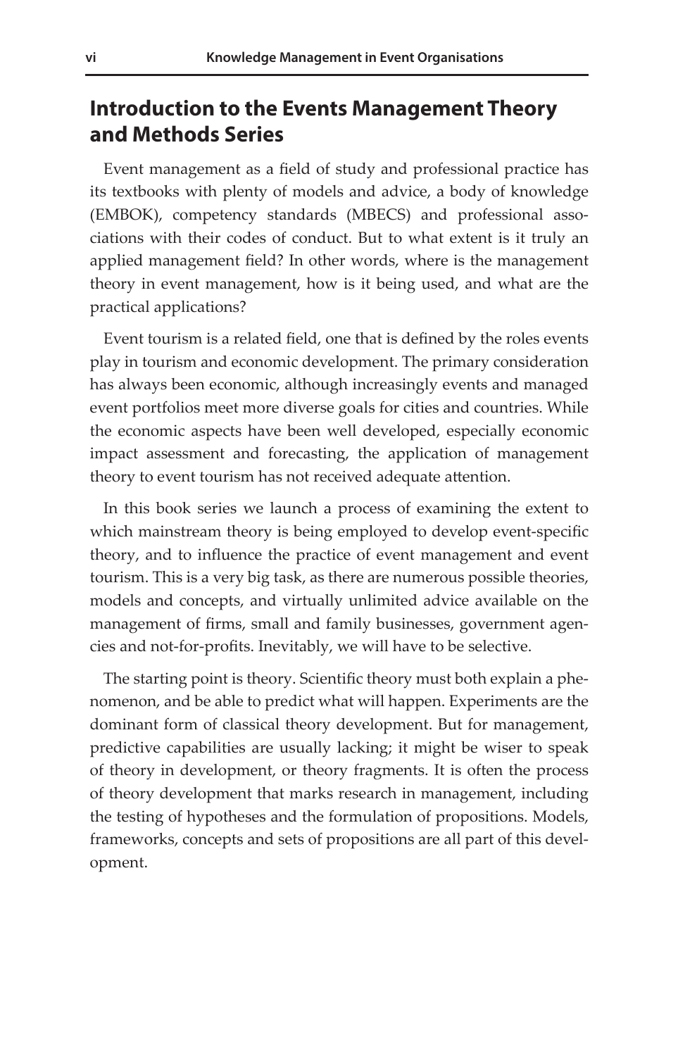## Introduction to the Events Management Theory and Methods Series

Event management as a field of study and professional practice has its textbooks with plenty of models and advice, a body of knowledge (EMBOK), competency standards (MBECS) and professional associations with their codes of conduct. But to what extent is it truly an applied management field? In other words, where is the management theory in event management, how is it being used, and what are the practical applications?

Event tourism is a related field, one that is defined by the roles events play in tourism and economic development. The primary consideration has always been economic, although increasingly events and managed event portfolios meet more diverse goals for cities and countries. While the economic aspects have been well developed, especially economic impact assessment and forecasting, the application of management theory to event tourism has not received adequate attention.

In this book series we launch a process of examining the extent to which mainstream theory is being employed to develop event-specific theory, and to influence the practice of event management and event tourism. This is a very big task, as there are numerous possible theories, models and concepts, and virtually unlimited advice available on the management of firms, small and family businesses, government agencies and not-for-profits. Inevitably, we will have to be selective.

The starting point is theory. Scientific theory must both explain a phenomenon, and be able to predict what will happen. Experiments are the dominant form of classical theory development. But for management, predictive capabilities are usually lacking; it might be wiser to speak of theory in development, or theory fragments. It is often the process of theory development that marks research in management, including the testing of hypotheses and the formulation of propositions. Models, frameworks, concepts and sets of propositions are all part of this development.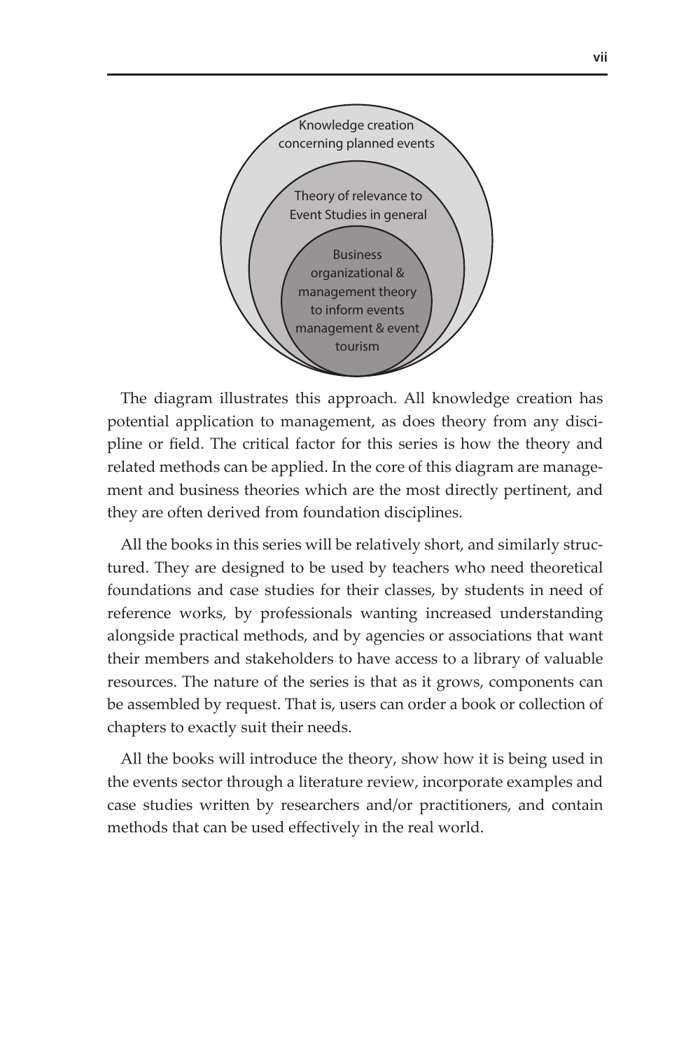Knowledge creation concerning planned events

Theory of relevance to Event Studies in general

Business organizational & management theory to inform events management & event tourism

The diagram illustrates this approach. All knowledge creation has potential application to management, as does theory from any discipline or field. The critical factor for this series is how the theory and related methods can be applied. In the core of this diagram are management and business theories which are the most directly pertinent, and they are often derived from foundation disciplines.

All the books in this series will be relatively short, and similarly structured. They are designed to be used by teachers who need theoretical foundations and case studies for their classes, by students in need of reference works, by professionals wanting increased understanding alongside practical methods, and by agencies or associations that want their members and stakeholders to have access to a library of valuable resources. The nature of the series is that as it grows, components can be assembled by request. That is, users can order a book or collection of chapters to exactly suit their needs.

All the books will introduce the theory, show how it is being used in the events sector through a literature review, incorporate examples and case studies written by researchers and/or practitioners, and contain methods that can be used effectively in the real world.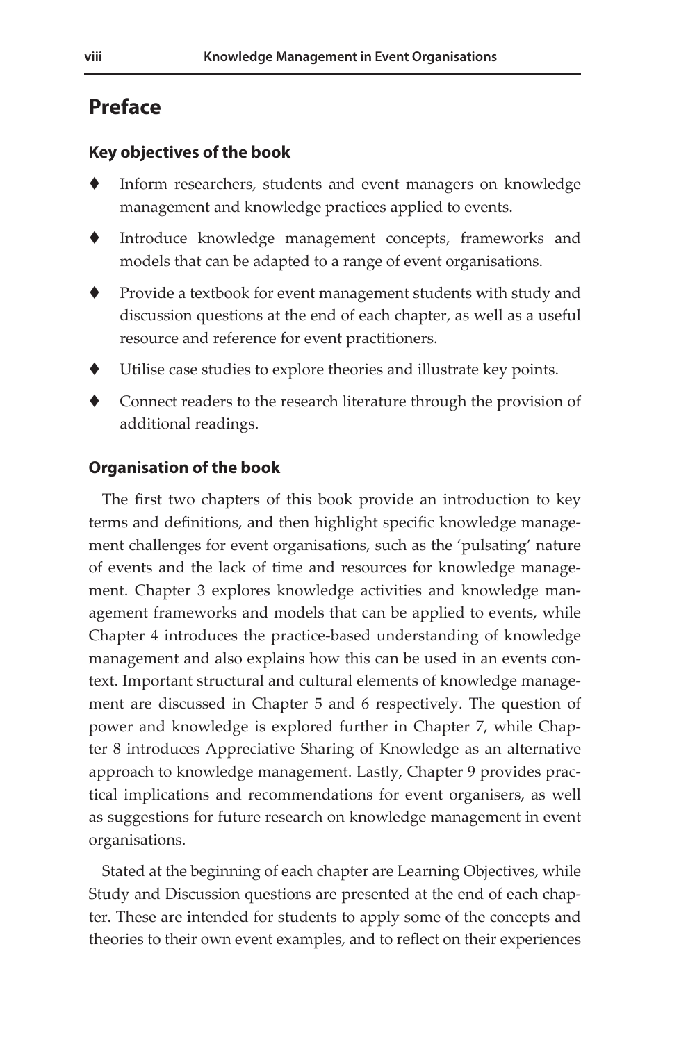## Preface

### Key objectives of the book

- Inform researchers, students and event managers on knowledge management and knowledge practices applied to events.
- Introduce knowledge management concepts, frameworks and models that can be adapted to a range of event organisations.
- Provide a textbook for event management students with study and discussion questions at the end of each chapter, as well as a useful resource and reference for event practitioners.
- Utilise case studies to explore theories and illustrate key points.
- Connect readers to the research literature through the provision of additional readings.

### Organisation of the book

The first two chapters of this book provide an introduction to key terms and definitions, and then highlight specific knowledge management challenges for event organisations, such as the 'pulsating' nature of events and the lack of time and resources for knowledge management. Chapter 3 explores knowledge activities and knowledge management frameworks and models that can be applied to events, while Chapter 4 introduces the practice-based understanding of knowledge management and also explains how this can be used in an events context. Important structural and cultural elements of knowledge management are discussed in Chapter 5 and 6 respectively. The question of power and knowledge is explored further in Chapter 7, while Chapter 8 introduces Appreciative Sharing of Knowledge as an alternative approach to knowledge management. Lastly, Chapter 9 provides practical implications and recommendations for event organisers, as well as suggestions for future research on knowledge management in event organisations.

Stated at the beginning of each chapter are Learning Objectives, while Study and Discussion questions are presented at the end of each chapter. These are intended for students to apply some of the concepts and theories to their own event examples, and to reflect on their experiences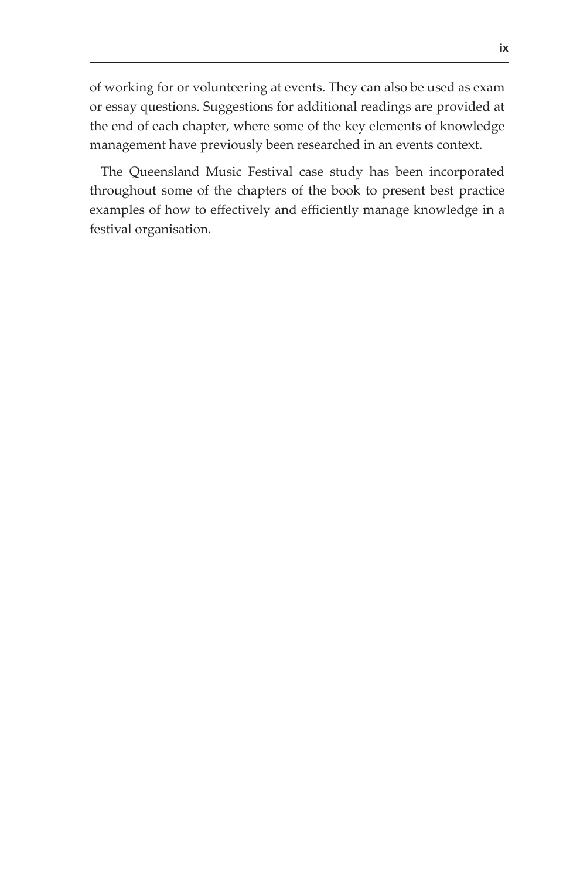of working for or volunteering at events. They can also be used as exam or essay questions. Suggestions for additional readings are provided at the end of each chapter, where some of the key elements of knowledge management have previously been researched in an events context.

The Queensland Music Festival case study has been incorporated throughout some of the chapters of the book to present best practice examples of how to effectively and efficiently manage knowledge in a festival organisation.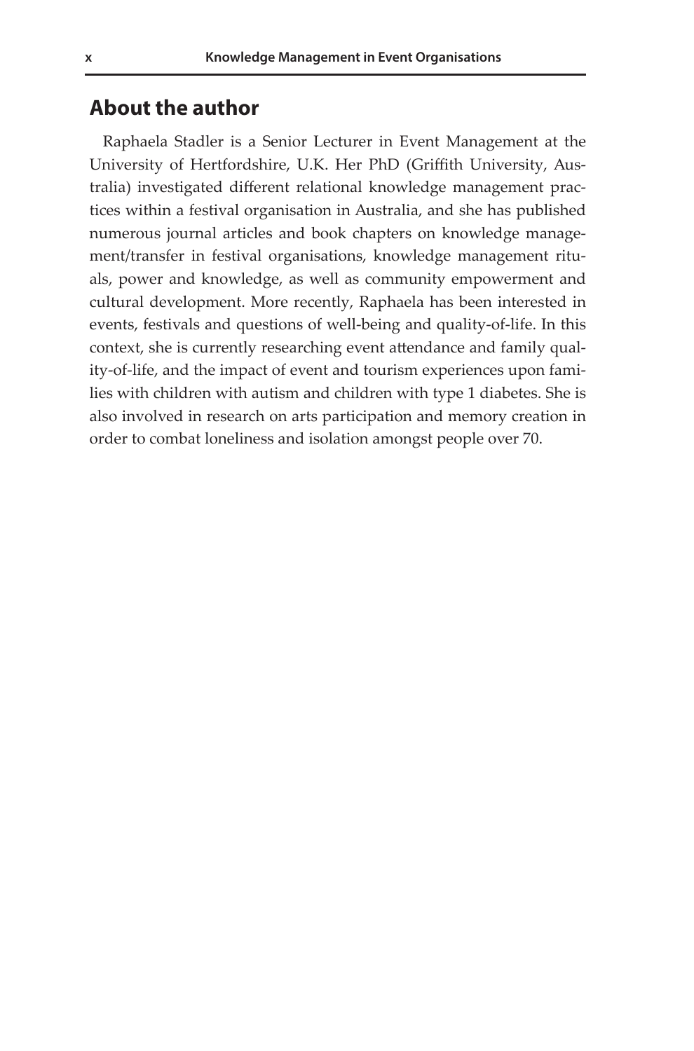## About the author

Raphaela Stadler is a Senior Lecturer in Event Management at the University of Hertfordshire, U.K. Her PhD (Griffith University, Australia) investigated different relational knowledge management practices within a festival organisation in Australia, and she has published numerous journal articles and book chapters on knowledge management/transfer in festival organisations, knowledge management rituals, power and knowledge, as well as community empowerment and cultural development. More recently, Raphaela has been interested in events, festivals and questions of well-being and quality-of-life. In this context, she is currently researching event attendance and family quality-of-life, and the impact of event and tourism experiences upon families with children with autism and children with type 1 diabetes. She is also involved in research on arts participation and memory creation in order to combat loneliness and isolation amongst people over 70.